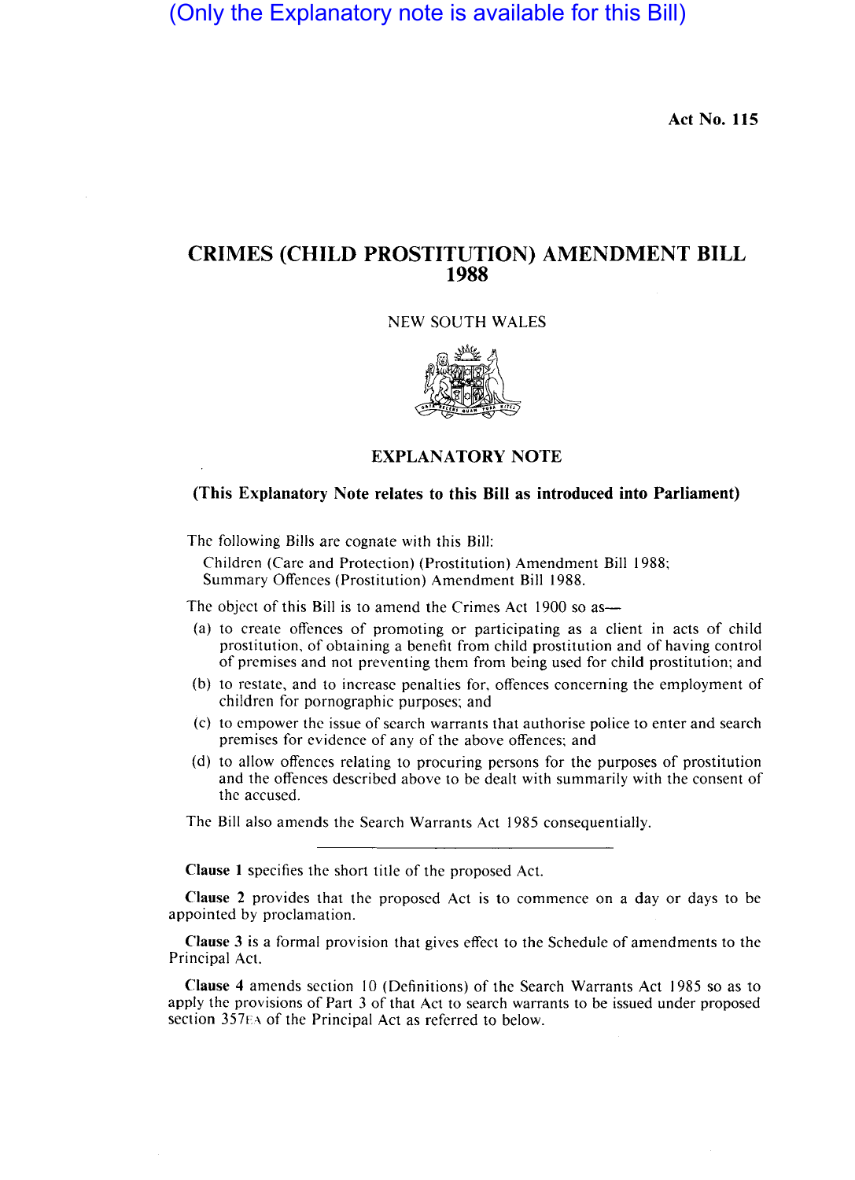(Only the Explanatory note is available for this Bill)

Act No. 115

# CRIMES (CHILD PROSTITUTION) AMENDMENT BILL 1988

NEW SOUTH WALES

## EXPLANATORY NOTE

**(This Explanatory Note relates to this Bill as introduced into Parliament)**

The following Bills are cognate with this Bill:

Children (Care and Protection) (Prostitution) Amendment Bill 1988;
Summary Offences (Prostitution) Amendment Bill 1988.

The object of this Bill is to amend the Crimes Act 1900 so as—

(a) to create offences of promoting or participating as a client in acts of child prostitution, of obtaining a benefit from child prostitution and of having control of premises and not preventing them from being used for child prostitution; and

(b) to restate, and to increase penalties for, offences concerning the employment of children for pornographic purposes; and

(c) to empower the issue of search warrants that authorise police to enter and search premises for evidence of any of the above offences; and

(d) to allow offences relating to procuring persons for the purposes of prostitution and the offences described above to be dealt with summarily with the consent of the accused.

The Bill also amends the Search Warrants Act 1985 consequentially.

---

**Clause 1** specifies the short title of the proposed Act.

**Clause 2** provides that the proposed Act is to commence on a day or days to be appointed by proclamation.

**Clause 3** is a formal provision that gives effect to the Schedule of amendments to the Principal Act.

**Clause 4** amends section 10 (Definitions) of the Search Warrants Act 1985 so as to apply the provisions of Part 3 of that Act to search warrants to be issued under proposed section 357EA of the Principal Act as referred to below.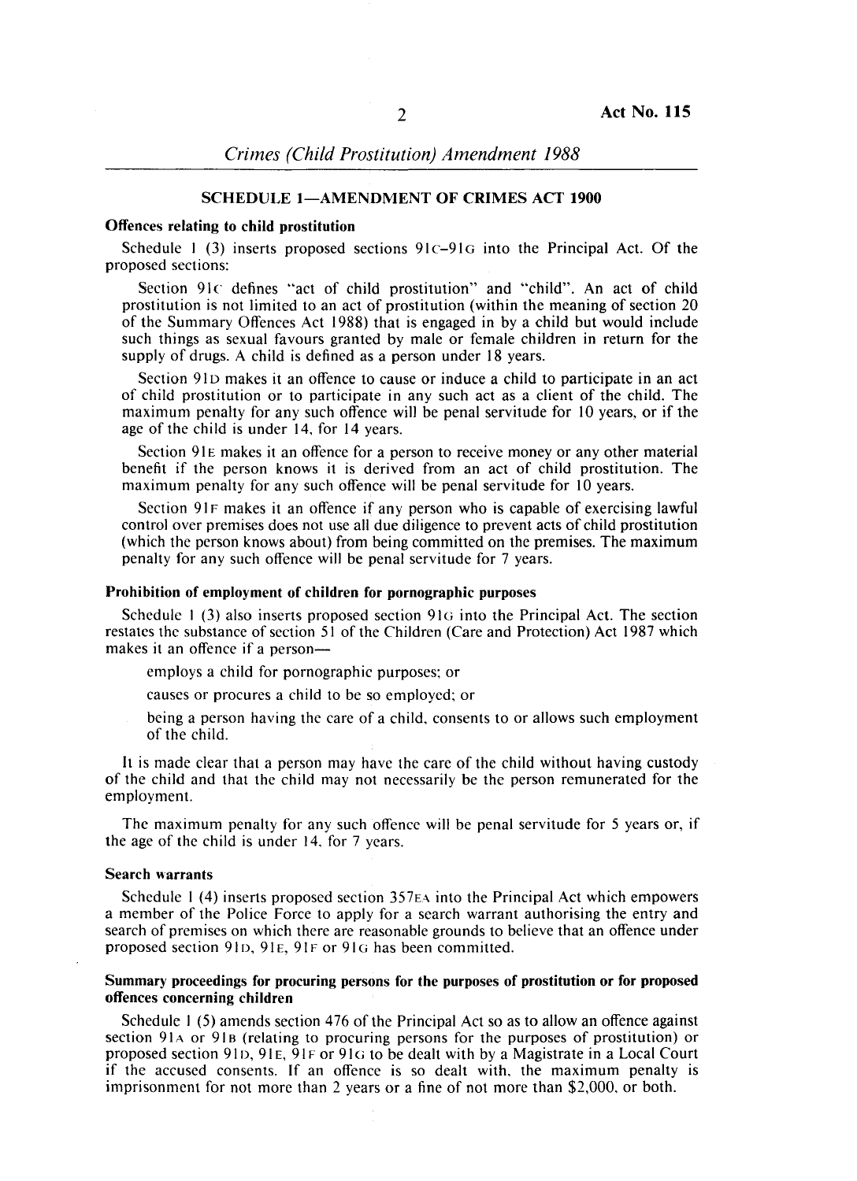## SCHEDULE 1—AMENDMENT OF CRIMES ACT 1900

### Offences relating to child prostitution

Schedule 1 (3) inserts proposed sections 91C–91G into the Principal Act. Of the proposed sections:

Section 91C defines "act of child prostitution" and "child". An act of child prostitution is not limited to an act of prostitution (within the meaning of section 20 of the Summary Offences Act 1988) that is engaged in by a child but would include such things as sexual favours granted by male or female children in return for the supply of drugs. A child is defined as a person under 18 years.

Section 91D makes it an offence to cause or induce a child to participate in an act of child prostitution or to participate in any such act as a client of the child. The maximum penalty for any such offence will be penal servitude for 10 years, or if the age of the child is under 14, for 14 years.

Section 91E makes it an offence for a person to receive money or any other material benefit if the person knows it is derived from an act of child prostitution. The maximum penalty for any such offence will be penal servitude for 10 years.

Section 91F makes it an offence if any person who is capable of exercising lawful control over premises does not use all due diligence to prevent acts of child prostitution (which the person knows about) from being committed on the premises. The maximum penalty for any such offence will be penal servitude for 7 years.

### Prohibition of employment of children for pornographic purposes

Schedule 1 (3) also inserts proposed section 91G into the Principal Act. The section restates the substance of section 51 of the Children (Care and Protection) Act 1987 which makes it an offence if a person—

- employs a child for pornographic purposes; or
- causes or procures a child to be so employed; or
- being a person having the care of a child, consents to or allows such employment of the child.

It is made clear that a person may have the care of the child without having custody of the child and that the child may not necessarily be the person remunerated for the employment.

The maximum penalty for any such offence will be penal servitude for 5 years or, if the age of the child is under 14, for 7 years.

### Search warrants

Schedule 1 (4) inserts proposed section 357EA into the Principal Act which empowers a member of the Police Force to apply for a search warrant authorising the entry and search of premises on which there are reasonable grounds to believe that an offence under proposed section 91D, 91E, 91F or 91G has been committed.

### Summary proceedings for procuring persons for the purposes of prostitution or for proposed offences concerning children

Schedule 1 (5) amends section 476 of the Principal Act so as to allow an offence against section 91A or 91B (relating to procuring persons for the purposes of prostitution) or proposed section 91D, 91E, 91F or 91G to be dealt with by a Magistrate in a Local Court if the accused consents. If an offence is so dealt with, the maximum penalty is imprisonment for not more than 2 years or a fine of not more than $2,000, or both.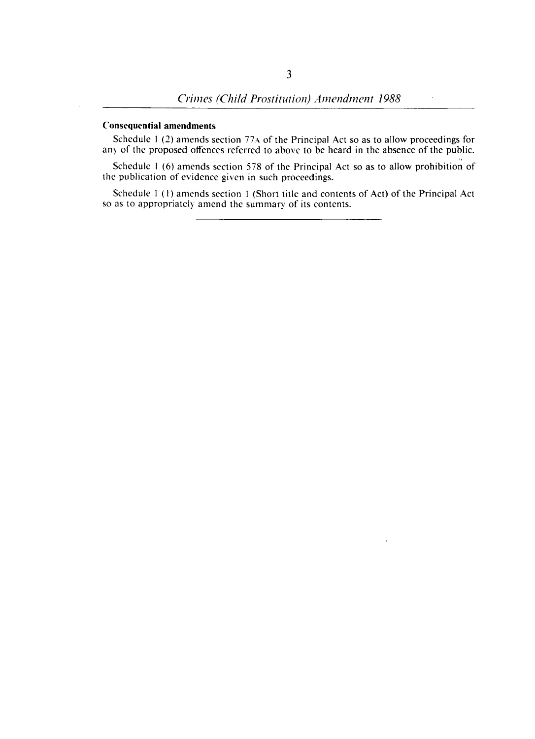**Consequential amendments**

Schedule 1 (2) amends section 77A of the Principal Act so as to allow proceedings for any of the proposed offences referred to above to be heard in the absence of the public.

Schedule 1 (6) amends section 578 of the Principal Act so as to allow prohibition of the publication of evidence given in such proceedings.

Schedule 1 (1) amends section 1 (Short title and contents of Act) of the Principal Act so as to appropriately amend the summary of its contents.